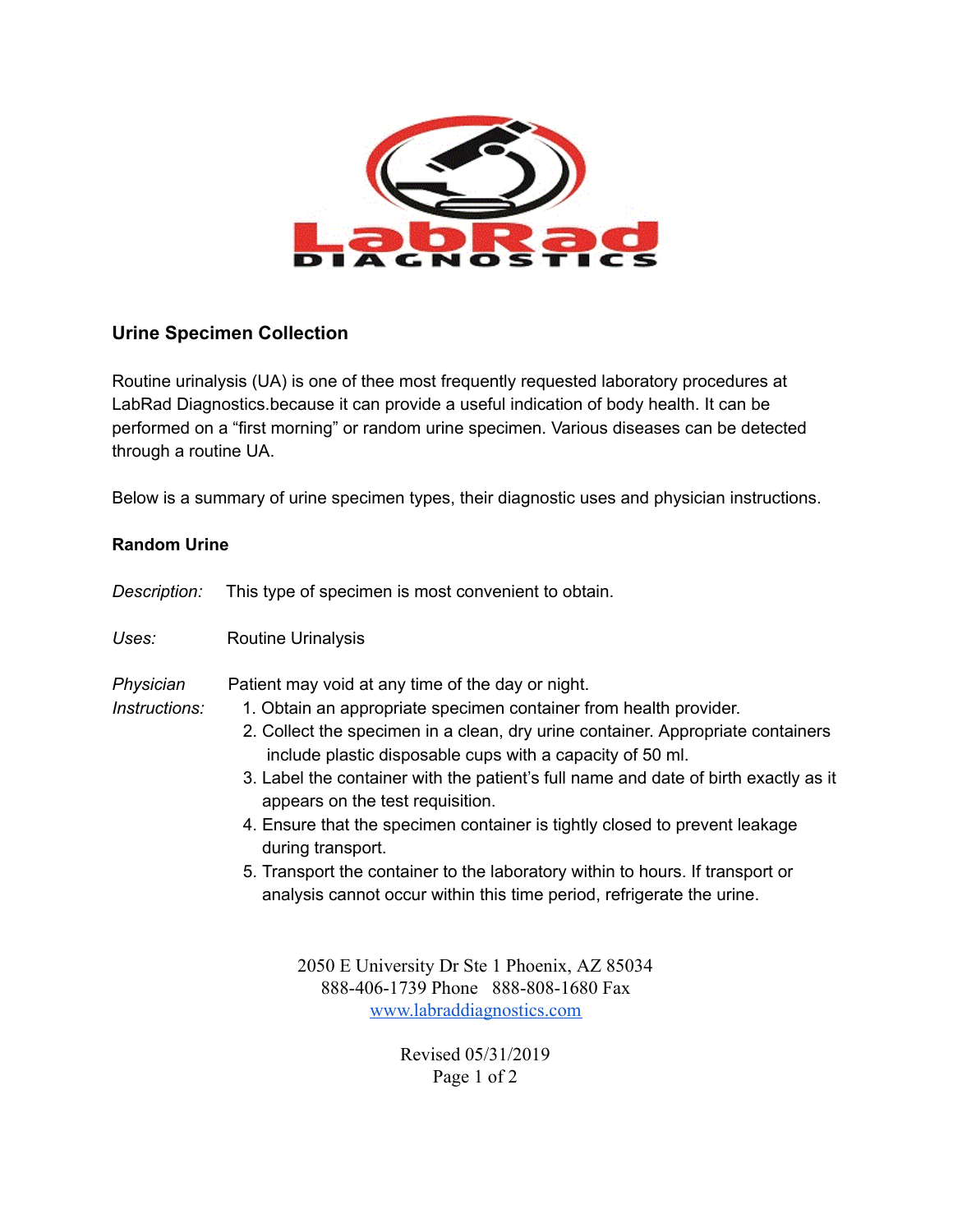LabRad DIAGNOSTICS

## Urine Specimen Collection

Routine urinalysis (UA) is one of thee most frequently requested laboratory procedures at LabRad Diagnostics.because it can provide a useful indication of body health. It can be performed on a "first morning" or random urine specimen. Various diseases can be detected through a routine UA.

Below is a summary of urine specimen types, their diagnostic uses and physician instructions.

### Random Urine

*Description:* This type of specimen is most convenient to obtain.

*Uses:* Routine Urinalysis

*Physician Instructions:* Patient may void at any time of the day or night.

1. Obtain an appropriate specimen container from health provider.
2. Collect the specimen in a clean, dry urine container. Appropriate containers include plastic disposable cups with a capacity of 50 ml.
3. Label the container with the patient's full name and date of birth exactly as it appears on the test requisition.
4. Ensure that the specimen container is tightly closed to prevent leakage during transport.
5. Transport the container to the laboratory within to hours. If transport or analysis cannot occur within this time period, refrigerate the urine.

2050 E University Dr Ste 1 Phoenix, AZ 85034
888-406-1739 Phone 888-808-1680 Fax
www.labraddiagnostics.com

Revised 05/31/2019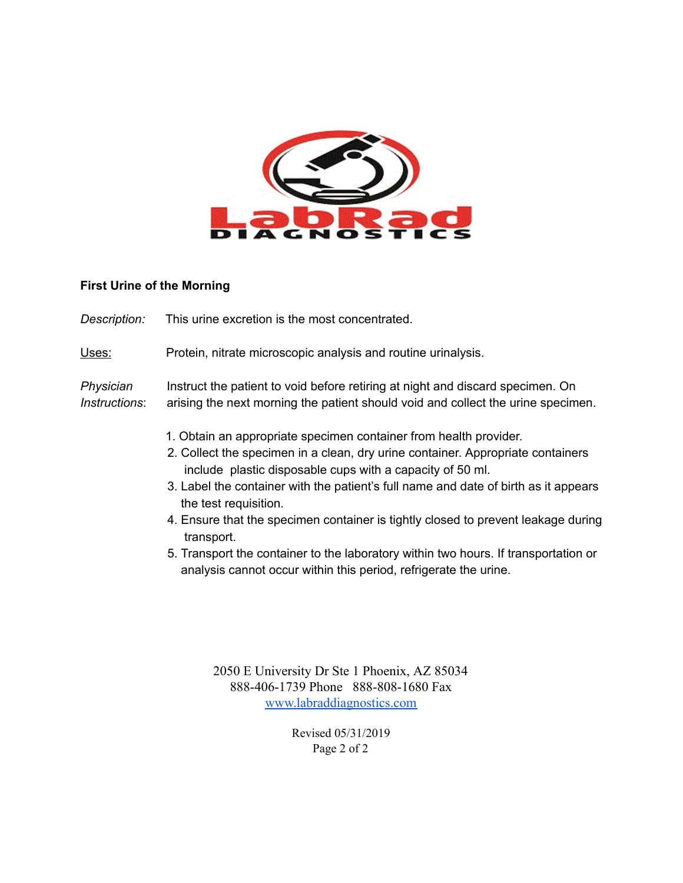LabRad DIAGNOSTICS

**First Urine of the Morning**

*Description:* This urine excretion is the most concentrated.

Uses: Protein, nitrate microscopic analysis and routine urinalysis.

*Physician Instructions*: Instruct the patient to void before retiring at night and discard specimen. On arising the next morning the patient should void and collect the urine specimen.

1. Obtain an appropriate specimen container from health provider.
2. Collect the specimen in a clean, dry urine container. Appropriate containers include plastic disposable cups with a capacity of 50 ml.
3. Label the container with the patient's full name and date of birth as it appears the test requisition.
4. Ensure that the specimen container is tightly closed to prevent leakage during transport.
5. Transport the container to the laboratory within two hours. If transportation or analysis cannot occur within this period, refrigerate the urine.

2050 E University Dr Ste 1 Phoenix, AZ 85034
888-406-1739 Phone 888-808-1680 Fax
www.labraddiagnostics.com

Revised 05/31/2019